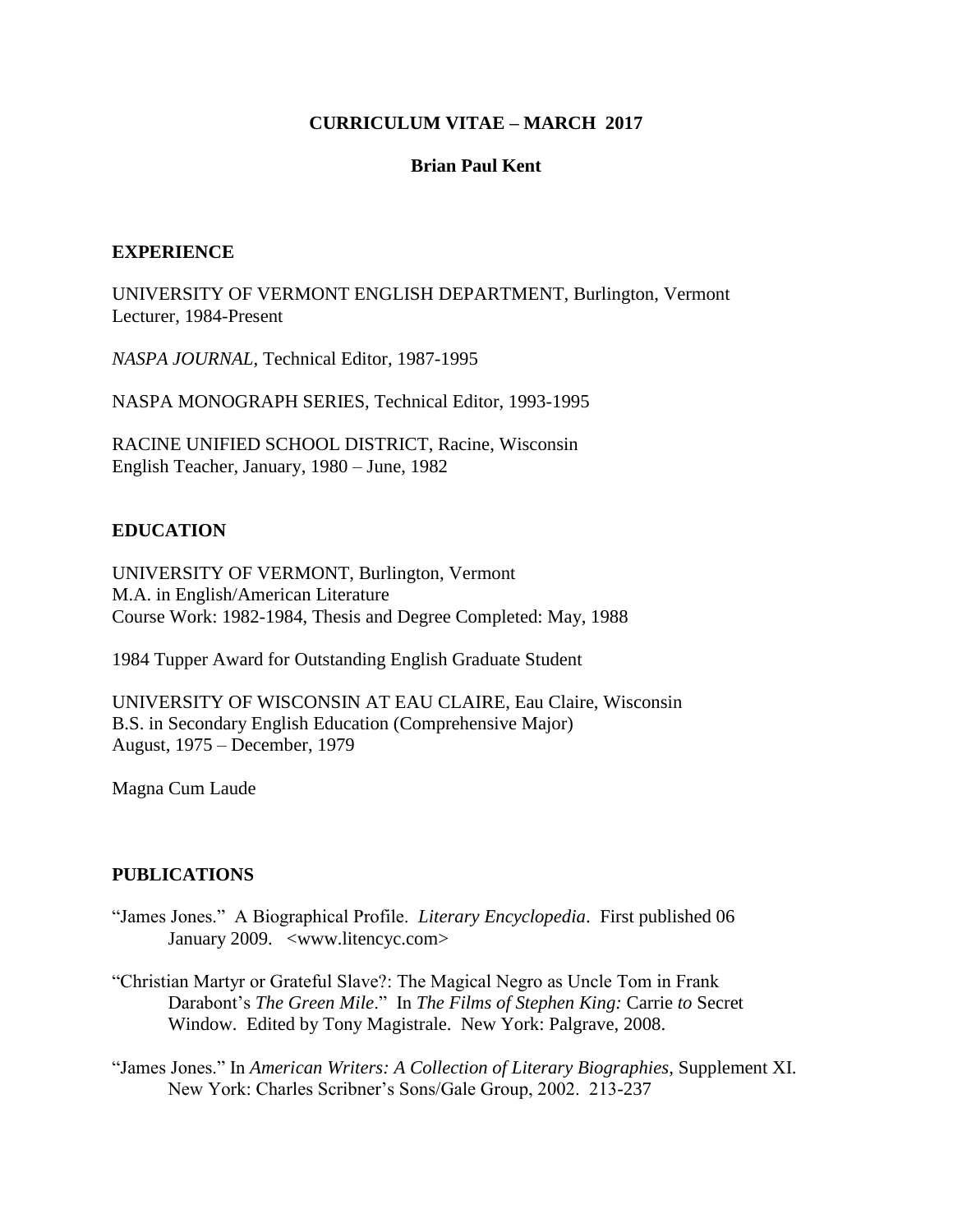**CURRICULUM VITAE – MARCH 2017**

**Brian Paul Kent**

## EXPERIENCE

UNIVERSITY OF VERMONT ENGLISH DEPARTMENT, Burlington, Vermont
Lecturer, 1984-Present

*NASPA JOURNAL*, Technical Editor, 1987-1995

NASPA MONOGRAPH SERIES, Technical Editor, 1993-1995

RACINE UNIFIED SCHOOL DISTRICT, Racine, Wisconsin
English Teacher, January, 1980 – June, 1982

## EDUCATION

UNIVERSITY OF VERMONT, Burlington, Vermont
M.A. in English/American Literature
Course Work: 1982-1984, Thesis and Degree Completed: May, 1988

1984 Tupper Award for Outstanding English Graduate Student

UNIVERSITY OF WISCONSIN AT EAU CLAIRE, Eau Claire, Wisconsin
B.S. in Secondary English Education (Comprehensive Major)
August, 1975 – December, 1979

Magna Cum Laude

## PUBLICATIONS

"James Jones." A Biographical Profile. *Literary Encyclopedia*. First published 06 January 2009. <www.litencyc.com>

"Christian Martyr or Grateful Slave?: The Magical Negro as Uncle Tom in Frank Darabont's *The Green Mile*." In *The Films of Stephen King:* Carrie *to* Secret Window. Edited by Tony Magistrale. New York: Palgrave, 2008.

"James Jones." In *American Writers: A Collection of Literary Biographies*, Supplement XI. New York: Charles Scribner's Sons/Gale Group, 2002. 213-237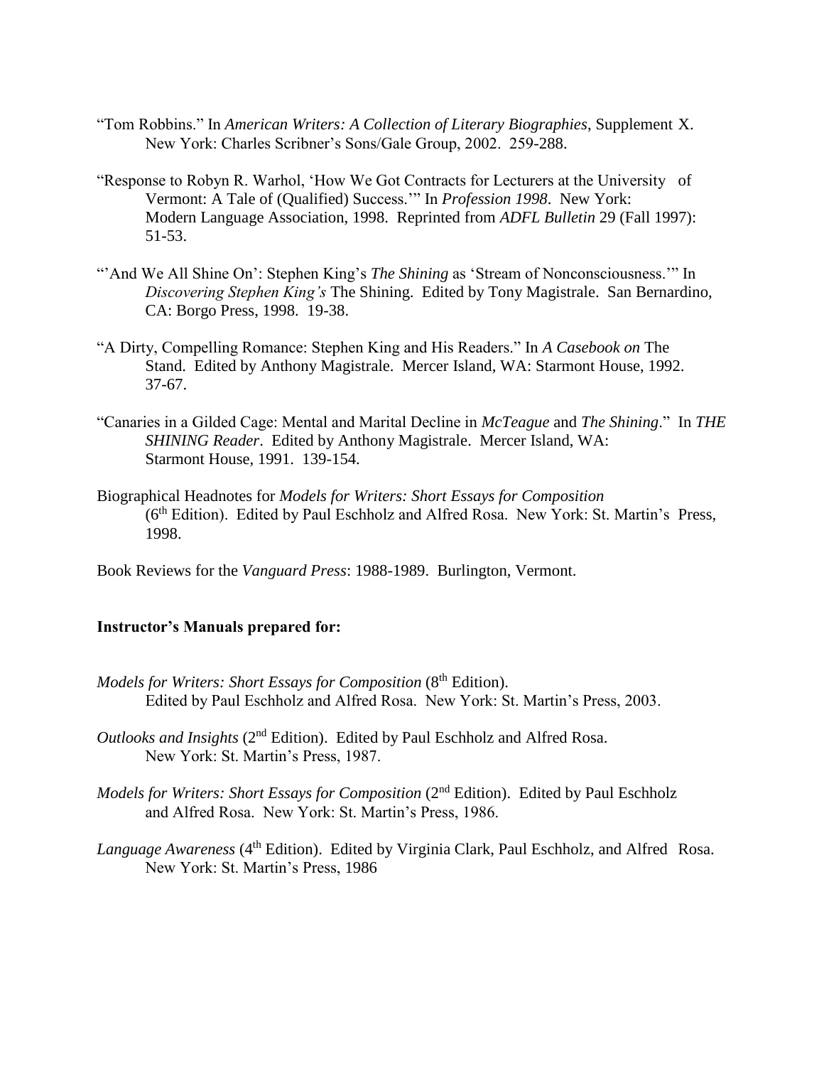"Tom Robbins." In *American Writers: A Collection of Literary Biographies*, Supplement X. New York: Charles Scribner's Sons/Gale Group, 2002. 259-288.

"Response to Robyn R. Warhol, 'How We Got Contracts for Lecturers at the University of Vermont: A Tale of (Qualified) Success.'" In *Profession 1998*. New York: Modern Language Association, 1998. Reprinted from *ADFL Bulletin* 29 (Fall 1997): 51-53.

"'And We All Shine On': Stephen King's *The Shining* as 'Stream of Nonconsciousness.'" In *Discovering Stephen King's* The Shining. Edited by Tony Magistrale. San Bernardino, CA: Borgo Press, 1998. 19-38.

"A Dirty, Compelling Romance: Stephen King and His Readers." In *A Casebook on* The Stand. Edited by Anthony Magistrale. Mercer Island, WA: Starmont House, 1992. 37-67.

"Canaries in a Gilded Cage: Mental and Marital Decline in *McTeague* and *The Shining*." In *THE SHINING Reader*. Edited by Anthony Magistrale. Mercer Island, WA: Starmont House, 1991. 139-154.

Biographical Headnotes for *Models for Writers: Short Essays for Composition* (6th Edition). Edited by Paul Eschholz and Alfred Rosa. New York: St. Martin's Press, 1998.

Book Reviews for the *Vanguard Press*: 1988-1989. Burlington, Vermont.

**Instructor's Manuals prepared for:**

*Models for Writers: Short Essays for Composition* (8th Edition). Edited by Paul Eschholz and Alfred Rosa. New York: St. Martin's Press, 2003.

*Outlooks and Insights* (2nd Edition). Edited by Paul Eschholz and Alfred Rosa. New York: St. Martin's Press, 1987.

*Models for Writers: Short Essays for Composition* (2nd Edition). Edited by Paul Eschholz and Alfred Rosa. New York: St. Martin's Press, 1986.

*Language Awareness* (4th Edition). Edited by Virginia Clark, Paul Eschholz, and Alfred Rosa. New York: St. Martin's Press, 1986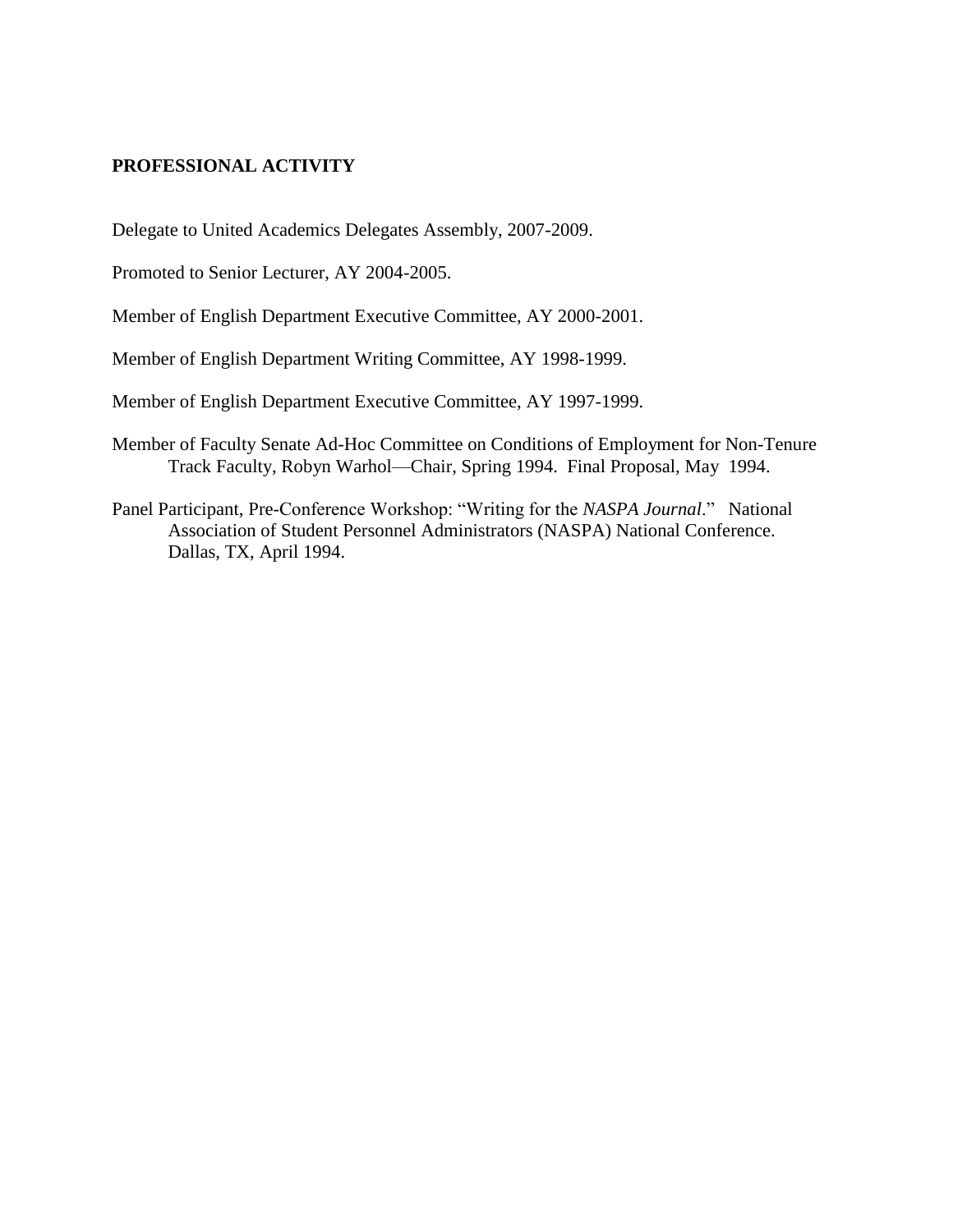## PROFESSIONAL ACTIVITY

Delegate to United Academics Delegates Assembly, 2007-2009.

Promoted to Senior Lecturer, AY 2004-2005.

Member of English Department Executive Committee, AY 2000-2001.

Member of English Department Writing Committee, AY 1998-1999.

Member of English Department Executive Committee, AY 1997-1999.

Member of Faculty Senate Ad-Hoc Committee on Conditions of Employment for Non-Tenure Track Faculty, Robyn Warhol—Chair, Spring 1994. Final Proposal, May 1994.

Panel Participant, Pre-Conference Workshop: "Writing for the *NASPA Journal*." National Association of Student Personnel Administrators (NASPA) National Conference. Dallas, TX, April 1994.